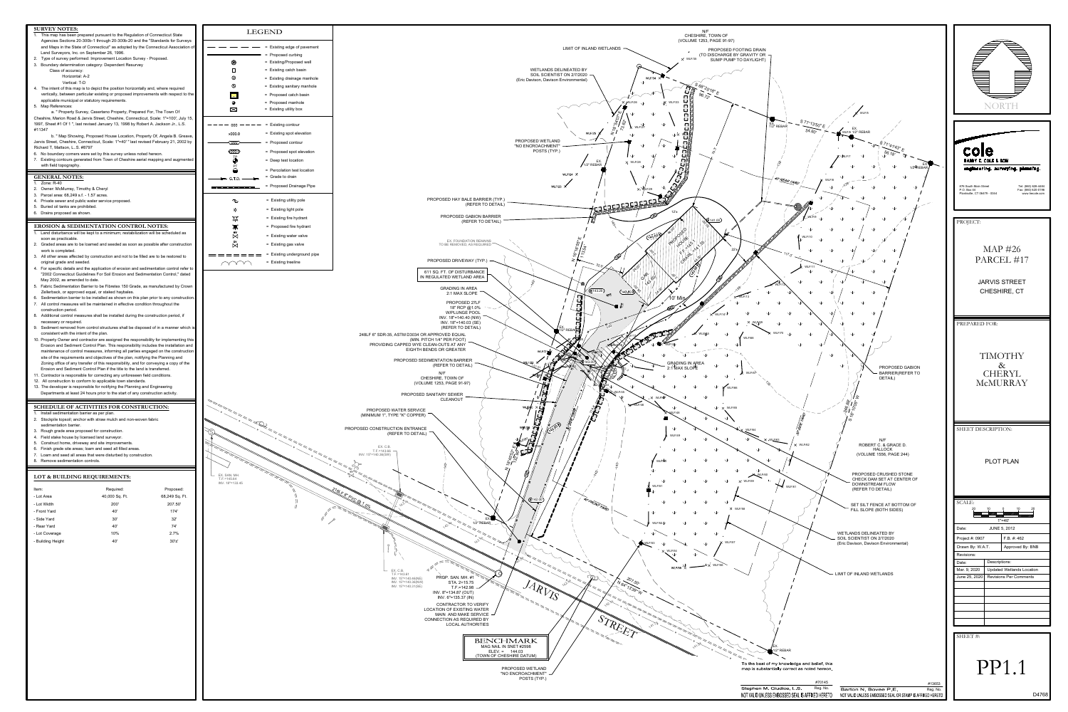## SURVEY NOTES:

1. This map has been prepared pursuant to the Regulation of Connecticut State Agencies Sections 20-300b-1 through 20-300b-20 and the "Standards for Surveys and Maps in the State of Connecticut" as adopted by the Connecticut Association of Land Surveyors, Inc. on September 26, 1996.
2. Type of survey performed: Improvement Location Survey - Proposed.
3. Boundary determination category: Dependent Resurvey
   Class of accuracy:
   Horizontal: A-2
   Vertical: T-D
4. The intent of this map is to depict the position horizontally and, where required vertically, between particular existing or proposed improvements with respect to the applicable municipal or statutory requirements.
5. Map References:
   a. " Property Survey, Casertano Property, Prepared For; The Town Of Cheshire, Marion Road & Jarvis Street, Cheshire, Connecticut, Scale: 1"=100', July 15, 1997, Sheet #1 Of 1 ", last revised January 13, 1998 by Robert A. Jackson Jr., L.S. #11347
   b. " Map Showing, Proposed House Location, Property Of, Angela B. Greave, Jarvis Street, Cheshire, Connecticut, Scale: 1"=40" " last revised February 21, 2002 by Richard T. Matson, L. S. #9797
6. No boundary corners were set by this survey unless noted hereon.
7. Existing contours generated from Town of Cheshire aerial mapping and augmented with field topography.

## GENERAL NOTES:

1. Zone: R-40
2. Owner: McMurray, Timothy & Cheryl
3. Parcel area: 68,249 s.f. - 1.57 acres.
4. Private sewer and public water service proposed.
5. Buried oil tanks are prohibited.
6. Drains proposed as shown.

## EROSION & SEDIMENTATION CONTROL NOTES:

1. Land disturbance will be kept to a minimum, restabilization will be scheduled as soon as practicable.
2. Graded areas are to be loamed and seeded as soon as possible after construction work is completed.
3. All other areas affected by construction and not to be filled are to be restored to original grade and seeded.
4. For specific details and the application of erosion and sedimentation control refer to "2002 Connecticut Guidelines For Soil Erosion and Sedimentation Control," dated May 2002, as amended to date.
5. Fabric Sedimentation Barrier to be Fibretex 150 Grade, as manufactured by Crown Zellerback, or approved equal, or staked haybales.
6. Sedimentation barrier to be installed as shown on this plan prior to any construction.
7. All control measures will be maintained in effective condition throughout the construction period.
8. Additional control measures shall be installed during the construction period, if necessary or required.
9. Sediment removed from control structures shall be disposed of in a manner which is consistent with the intent of the plan.
10. Property Owner and contractor are assigned the responsibility for implementing this Erosion and Sediment Control Plan. This responsibility includes the installation and maintenance of control measures, informing all parties engaged on the construction site of the requirements and objectives of the plan, notifying the Planning and Zoning office of any transfer of this responsibility, and for conveying a copy of the Erosion and Sediment Control Plan if the title to the land is transferred.
11. Contractor is responsible for correcting any unforeseen field conditions.
12. All construction to conform to applicable town standards.
13. The developer is responsible for notifying the Planning and Engineering Departments at least 24 hours prior to the start of any construction activity.

## SCHEDULE OF ACTIVITIES FOR CONSTRUCTION:

1. Install sedimentation barrier as per plan.
2. Stockpile topsoil; anchor with straw mulch and non-woven fabric sedimentation barrier.
3. Rough grade area proposed for construction.
4. Field stake house by licensed land surveyor.
5. Construct home, driveway and site improvements.
6. Finish grade site areas; loam and seed all filled areas.
7. Loam and seed all areas that were disturbed by construction.
8. Remove sedimentation controls.

## LOT & BUILDING REQUIREMENTS:

| Item: | Required: | Proposed: |
|---|---|---|
| - Lot Area | 40,000 Sq. Ft. | 68,249 Sq. Ft. |
| - Lot Width | 200' | 207.50' |
| - Front Yard | 40' | 174' |
| - Side Yard | 30' | 32' |
| - Rear Yard | 40' | 74' |
| - Lot Coverage | 10% | 2.7% |
| - Building Height | 40' | 30'± |

## LEGEND

- Existing edge of pavement
- Proposed curbing
- Existing/Proposed well
- Existing catch basin
- Existing drainage manhole
- Existing sanitary manhole
- Proposed catch basin
- Proposed manhole
- Existing utility box
- Existing contour
- Existing spot elevation
- Proposed contour
- Proposed spot elevation
- Deep test location
- Percolation test location
- Grade to drain
- Proposed Drainage Pipe
- Existing utility pole
- Existing light pole
- Existing fire hydrant
- Proposed fire hydrant
- Existing water valve
- Existing gas valve
- Existing underground pipe
- Existing treeline

N/F CHESHIRE, TOWN OF (VOLUME 1253, PAGE 91-97)

LIMIT OF INLAND WETLANDS

PROPOSED FOOTING DRAIN (TO DISCHARGE BY GRAVITY OR SUMP PUMP TO DAYLIGHT)

WETLANDS DELINEATED BY SOIL SCIENTIST ON 2/7/2020 (Eric Davison, Davison Environmental)

PROPOSED WETLAND "NO ENCROACHMENT" POSTS (TYP.)

PROPOSED HAY BALE BARRIER (TYP.) (REFER TO DETAIL)

PROPOSED GABION BARRIER (REFER TO DETAIL)

EX. FOUNDATION REMAINS TO BE REMOVED, AS REQUIRED

PROPOSED DRIVEWAY (TYP.)

611 SQ. FT. OF DISTURBANCE IN REGULATED WETLAND AREA

GRADING IN AREA 2:1 MAX SLOPE

PROPOSED 27LF 18" RCP @1.0% W/PLUNGE POOL INV. 18"=140.40 (NW) INV. 18"=140.03 (SE) (REFER TO DETAIL)

248LF 6" SDR-35, ASTM D3034 OR APPROVED EQUAL (MIN. PITCH 1/4" PER FOOT) PROVIDING CAPPED WYE CLEAN-OUTS AT ANY EIGHTH BENDS OR GREATER

PROPOSED SEDIMENTATION BARRIER (REFER TO DETAIL)

N/F CHESHIRE, TOWN OF (VOLUME 1253, PAGE 91-97)

PROPOSED SANITARY SEWER CLEANOUT

PROPOSED WATER SERVICE (MINIMUM 1", TYPE "K" COPPER)

PROPOSED CONSTRUCTION ENTRANCE (REFER TO DETAIL)

PROPOSED HOUSE F.F.=145.1 GRADE=144.55

10' Min.

GRADING IN AREA 2:1 MAX SLOPE

PROPOSED GABION BARRIER(REFER TO DETAIL)

N/F ROBERT C. & GRACE D. HALLOCK (VOLUME 1558, PAGE 244)

PROPOSED CRUSHED STONE CHECK DAM SET AT CENTER OF DOWNSTREAM FLOW (REFER TO DETAIL)

SET SILT FENCE AT BOTTOM OF FILL SLOPE (BOTH SIDES)

WETLANDS DELINEATED BY SOIL SCIENTIST ON 2/7/2020 (Eric Davison, Davison Environmental)

LIMIT OF INLAND WETLANDS

EX. SAN. MH. T.F.=145.64 INV. 15"=133.45

EX. C.B. T.F.=143.66 INV. 15"=140.38(SE)

EX. C.B. T.F.=143.81 INV. 15"=140.46(NE) INV. 15"=140.36(NW) INV. 15"=140.21(SE)

PROP. SAN. MH. #1 STA. 2+15.75 T.F.=142.98 INV. 8"=134.87 (OUT) INV. 6"=135.37 (IN)

CONTRACTOR TO VERIFY LOCATION OF EXISTING WATER MAIN AND MAKE SERVICE CONNECTION AS REQUIRED BY LOCAL AUTHORITIES

JARVIS STREET

BENCHMARK
MAG NAIL IN SNET #2598
ELEV. = 144.03
(TOWN OF CHESHIRE DATUM)

PROPOSED WETLAND "NO ENCROACHMENT" POSTS (TYP.)

To the best of my knowledge and belief, this map is substantially correct as noted hereon.

Stephen M. Giudice, L.S. Reg. No. #70145
NOT VALID UNLESS EMBOSSED SEAL IS AFFIXED HERETO

Barton N. Bovee P.E. Reg. No. #13653
NOT VALID UNLESS EMBOSSED SEAL OR STAMP IS AFFIXED HERETO

NORTH

cole
BARRY E. COLE & SON
engineering. surveying. planning.

876 South Main Street
P.O. Box 45
Plantsville, CT 06479 - 0045
Tel: (860) 628-4484
Fax: (860) 620-0186
www.becole.com

PROJECT:

MAP #26
PARCEL #17

JARVIS STREET
CHESHIRE, CT

PREPARED FOR:

TIMOTHY
&
CHERYL
McMURRAY

SHEET DESCRIPTION:

PLOT PLAN

SCALE: 1"=40'

| Date: | JUNE 5, 2012 |
|---|---|
| Project #: 0907 | F.B. #: 462 |
| Drawn By: W.A.T. | Approved By: BNB |

Revisions:

| Date: | Descriptions: |
|---|---|
| Mar. 9, 2020 | Updated Wetlands Location |
| June 25, 2020 | Revisions Per Comments |

SHEET #:

PP1.1

D4768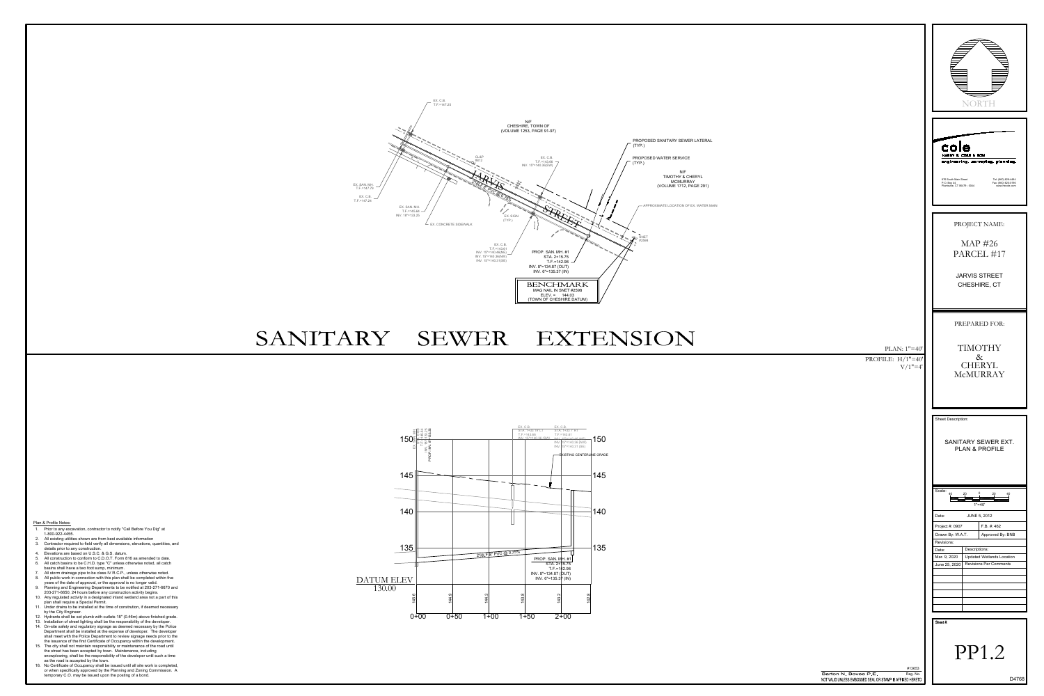# SANITARY SEWER EXTENSION

EX. C.B.
T.F.=147.25

N/F
CHESHIRE, TOWN OF
(VOLUME 1253, PAGE 91-97)

PROPOSED SANITARY SEWER LATERAL (TYP.)

PROPOSED WATER SERVICE (TYP.)

N/F
TIMOTHY & CHERYL MCMURRAY
(VOLUME 1712, PAGE 291)

APPROXIMATE LOCATION OF EX. WATER MAIN

EX. C.B.
T.F.=143.68
INV. 15"=140.38(SW)

EX. SAN. MH.
T.F.=147.79

EX. C.B.
T.F.=147.34

EX. SAN. MH.
T.F.=145.84
INV. 18"=133.25

EX. CONCRETE SIDEWALK

EX. SIGN (TYP.)

JARVIS STREET

EX. C.B.
T.F.=143.61
INV. 15"=140.48(NE)
INV. 15"=140.38(NW)
INV. 15"=140.21(SE)

PROP. SAN. MH. #1
STA. 2+15.75
T.F.=142.98
INV. 8"=134.87 (OUT)
INV. 6"=135.37 (IN)

SNET #2598

**BENCHMARK**
MAG NAIL IN SNET #2598
ELEV. = 144.03
(TOWN OF CHESHIRE DATUM)

PLAN: 1"=40'
PROFILE: H/1"=40'
V/1"=4'

EXISTING CENTERLINE GRADE

216 L.F. 8" PVC @ 0.75%

PROP. SAN. MH. #1
STA. 2+15.75
T.F.=142.98
INV. 8"=134.87 (OUT)
INV. 6"=135.37 (IN)

DATUM ELEV 130.00

Stations: 0+00, 0+50, 1+00, 1+50, 2+00

Existing grades: 145.6, 144.9, 144.3, 143.8, 143.2, 142.8

## Plan & Profile Notes:

1. Prior to any excavation, contractor to notify "Call Before You Dig" at 1-800-922-4455.
2. All existing utilities shown are from best available information
3. Contractor required to field verify all dimensions, elevations, quantities, and details prior to any construction.
4. Elevations are based on U.S.C. & G.S. datum.
5. All construction to conform to C.D.O.T. Form 816 as amended to date.
6. All catch basins to be C.H.D. type "C" unless otherwise noted, all catch basins shall have a two foot sump, minimum.
7. All storm drainage pipe to be class IV R.C.P., unless otherwise noted.
8. All public work in connection with this plan shall be completed within five years of the date of approval, or the approval is no longer valid.
9. Planning and Engineering Departments to be notified at 203-271-6670 and 203-271-6650, 24 hours before any construction activity begins.
10. Any regulated activity in a designated inland wetland area not a part of this plan shall require a Special Permit.
11. Under drains to be installed at the time of construction, if deemed necessary by the City Engineer.
12. Hydrants shall be set plumb with outlets 18" (0.46m) above finished grade.
13. Installation of street lighting shall be the responsibility of the developer.
14. On-site safety and regulatory signage as deemed necessary by the Police Department shall be installed at the expense of developer. The developer shall meet with the Police Department to review signage needs prior to the the issuance of the first Certificate of Occupancy within the development.
15. The city shall not maintain responsibility or maintenance of the road until the street has been accepted by town. Maintenance, including snowplowing, shall be the responsibility of the developer until such a time as the road is accepted by the town.
16. No Certificate of Occupancy shall be issued until all site work is completed, or when specifically approved by the Planning and Zoning Commission. A temporary C.O. may be issued upon the posting of a bond.

NORTH

**cole**
HARRY E. COLE & SON
engineering. surveying. planning.

876 South Main Street
P.O. Box 44
Plantsville, CT 06479 - 0044

Tel: (860) 628-4484
Fax: (860) 620-0185
www.hecole.com

PROJECT NAME:

MAP #26
PARCEL #17

JARVIS STREET
CHESHIRE, CT

PREPARED FOR:

TIMOTHY & CHERYL McMURRAY

Sheet Description:

SANITARY SEWER EXT. PLAN & PROFILE

Scale: 1"=40'

| Date: | JUNE 5, 2012 |
|---|---|
| Project #: 0907 | F.B. #: 462 |
| Drawn By: W.A.T. | Approved By: BNB |

Revisions:

| Date: | Descriptions: |
|---|---|
| Mar. 9, 2020 | Updated Wetlands Location |
| June 25, 2020 | Revisions Per Comments |

Sheet #

PP1.2

D4768

Barton N, Bovee P.E. — Reg. No. #13653

NOT VALID UNLESS EMBOSSED SEAL OR STAMP IS AFFIXED HERETO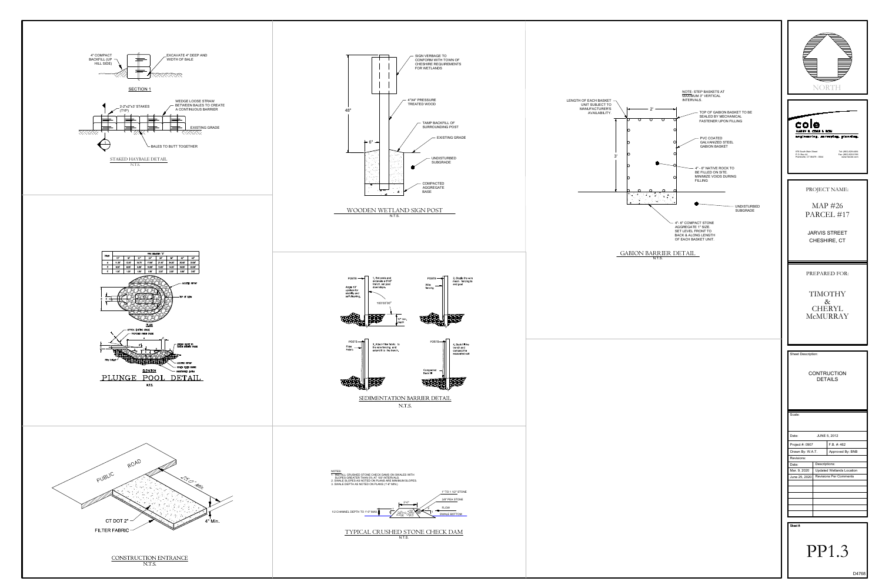## STAKED HAYBALE DETAIL

N.T.S.

SECTION 1

4" COMPACT BACKFILL (UP HILL SIDE)

EXCAVATE 4" DEEP AND WIDTH OF BALE

2-2"x2"x3' STAKES (TYP)

WEDGE LOOSE STRAW BETWEEN BALES TO CREATE A CONTINUOUS BARRIER

EXISTING GRADE

BALES TO BUTT TOGETHER

## WOODEN WETLAND SIGN POST

N.T.S.

SIGN VERBAGE TO CONFORM WITH TOWN OF CHESHIRE REQUIREMENTS FOR WETLANDS

4"X4" PRESSURE TREATED WOOD

TAMP BACKFILL OF SURROUNDING POST

EXISTING GRADE

UNDISTURBED SUBGRADE

COMPACTED AGGREGATE BASE

48"

6"

## GABION BARRIER DETAIL

N.T.S.

NOTE: STEP BASKETS AT MAXIMUM 3' VERTICAL INTERVALS.

LENGTH OF EACH BASKET UNIT SUBJECT TO MANUFACTURER'S AVAILABILITY.

2'

3'

TOP OF GABION BASKET TO BE SEALED BY MECHANICAL FASTENER UPON FILLING

PVC COATED GALVANIZED STEEL GABION BASKET

4" - 8" NATIVE ROCK TO BE FILLED ON SITE. MINIMIZE VOIDS DURING FILLING

UNDISTURBED SUBGRADE

4"- 6" COMPACT STONE AGGREGATE 1" SIZE. SET LEVEL FRONT TO BACK & ALONG LENGTH OF EACH BASKET UNIT.

## PLUNGE POOL DETAIL

N.T.S.

| DIM. | PIPE DIAMETER "D" | | | | | | | |
|---|---|---|---|---|---|---|---|---|
| | 12" | 15" | 18" | 24" | 30" | 36" | 42" | 48" |
| A | 11.00' | 12.00' | 15.75' | 17.00' | 21.00' | 24.00' | 30.00' | 33.00' |
| B | 6.00' | 6.50' | 8.50' | 10.00' | 13.00' | 14.00' | 16.00' | 20.00' |
| C | 1.00' | 1.00' | 1.50' | 1.50' | 2.00' | 2.00' | 2.50' | 3.00' |

PLAN

MODIFIED RIPRAP

TOP OF BERM

ELEVATION

APPROX. EXISTING GRADE

PROPOSED FINISH GRADE

PIPE OUTLET

GRADE SLOPE TO MATCH EXISTING GRADE

MODIFIED RIPRAP

WOVEN FILTER FABRIC

UNDISTURBED EARTH

## SEDIMENTATION BARRIER DETAIL

N.T.S.

POSTS — 1. Set posts and excavate a 6"x6" trench, set post downslope. Angle 10° upslope for stability and self cleaning. 100°00'00" 12" min. depth

POSTS — 2. Staple the wire mesh fencing to end post. Wire fencing

POSTS — Filter Fabric — 3. Attach filter fabric to the wire fencing and extend it in the trench.

POSTS — 4. Back fill the trench and compact the excavated soil. Compacted Back fill

## CONSTRUCTION ENTRANCE

N.T.S.

PUBLIC ROAD

25.0' Min.

CT DOT 2"

FILTER FABRIC

4" Min.

## TYPICAL CRUSHED STONE CHECK DAM

N.T.S.

NOTES:
1. INSTALL CRUSHED STONE CHECK DAMS ON SWALES WITH SLOPES GREATER THAN 5% AT 100' INTERVALS.
2. SWALE SLOPES AS NOTED ON PLANS ARE MINIMUM SLOPES.
3. SWALE DEPTH AS NOTED ON PLANS (1'-6" MIN.)

1" TO 1 1/2" STONE

3/8" PEA STONE

FLOW

SWALE BOTTOM

2'-0"

1/2 CHANNEL DEPTH TO 1'-0" MAX.

---

NORTH

**cole**
HARRY E. COLE & SON
engineering . surveying . planning.

876 South Main Street, P.O. Box 44, Plantsville, CT 06479 - 0044
Tel: (860) 628-4484
Fax: (860) 620-0185
www.hecole.com

PROJECT NAME:

MAP #26
PARCEL #17

JARVIS STREET
CHESHIRE, CT

PREPARED FOR:

TIMOTHY
&
CHERYL
McMURRAY

Sheet Description:

CONTRUCTION DETAILS

Scale:

| | |
|---|---|
| Date: | JUNE 5, 2012 |
| Project #: 0907 | F.B. #: 462 |
| Drawn By: W.A.T. | Approved By: BNB |
| Revisions: | |
| Date: | Descriptions: |
| Mar. 9, 2020 | Updated Wetlands Location |
| June 25, 2020 | Revisions Per Comments |

Sheet #:

PP1.3

D4768